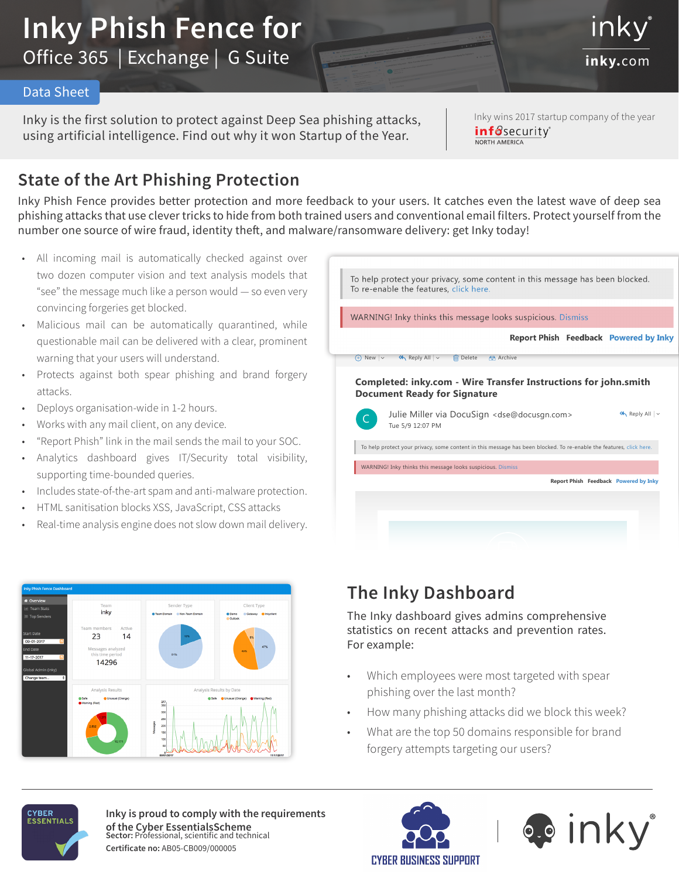# Inky Phish Fence for

Office 365 | Exchange | G Suite

inky

inky.com

Data Sheet

Inky is the first solution to protect against Deep Sea phishing attacks, using artificial intelligence. Find out why it won Startup of the Year.

Inky wins 2017 startup company of the year
infosecurity NORTH AMERICA

## State of the Art Phishing Protection

Inky Phish Fence provides better protection and more feedback to your users. It catches even the latest wave of deep sea phishing attacks that use clever tricks to hide from both trained users and conventional email filters. Protect yourself from the number one source of wire fraud, identity theft, and malware/ransomware delivery: get Inky today!

- All incoming mail is automatically checked against over two dozen computer vision and text analysis models that "see" the message much like a person would — so even very convincing forgeries get blocked.
- Malicious mail can be automatically quarantined, while questionable mail can be delivered with a clear, prominent warning that your users will understand.
- Protects against both spear phishing and brand forgery attacks.
- Deploys organisation-wide in 1-2 hours.
- Works with any mail client, on any device.
- "Report Phish" link in the mail sends the mail to your SOC.
- Analytics dashboard gives IT/Security total visibility, supporting time-bounded queries.
- Includes state-of-the-art spam and anti-malware protection.
- HTML sanitisation blocks XSS, JavaScript, CSS attacks
- Real-time analysis engine does not slow down mail delivery.

## The Inky Dashboard

The Inky dashboard gives admins comprehensive statistics on recent attacks and prevention rates. For example:

- Which employees were most targeted with spear phishing over the last month?
- How many phishing attacks did we block this week?
- What are the top 50 domains responsible for brand forgery attempts targeting our users?

**Inky is proud to comply with the requirements of the Cyber EssentialsScheme**
**Sector:** Professional, scientific and technical
**Certificate no:** AB05-CB009/000005

CYBER BUSINESS SUPPORT | inky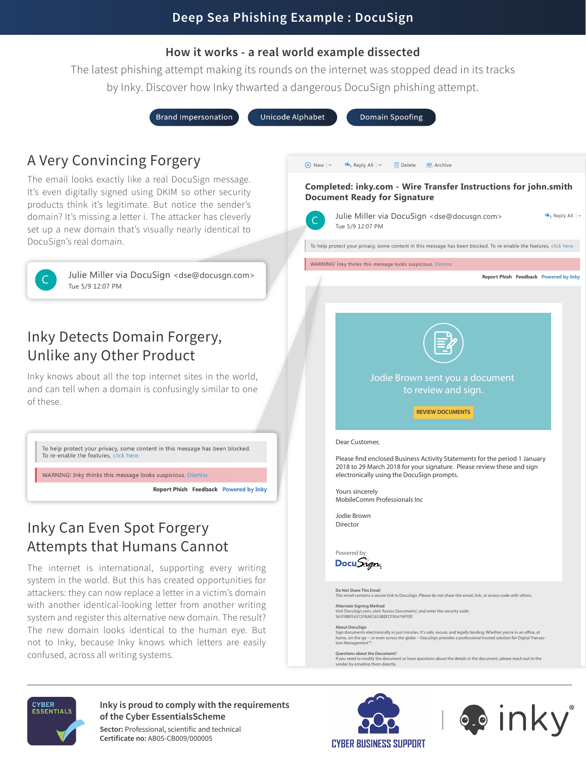# Deep Sea Phishing Example : DocuSign

## How it works - a real world example dissected

The latest phishing attempt making its rounds on the internet was stopped dead in its tracks by Inky. Discover how Inky thwarted a dangerous DocuSign phishing attempt.

Brand Impersonation | Unicode Alphabet | Domain Spoofing

## A Very Convincing Forgery

The email looks exactly like a real DocuSign message. It's even digitally signed using DKIM so other security products think it's legitimate. But notice the sender's domain? It's missing a letter i. The attacker has cleverly set up a new domain that's visually nearly identical to DocuSign's real domain.

C | Julie Miller via DocuSign <dse@docusgn.com>
Tue 5/9 12:07 PM

## Inky Detects Domain Forgery, Unlike any Other Product

Inky knows about all the top internet sites in the world, and can tell when a domain is confusingly similar to one of these.

To help protect your privacy, some content in this message has been blocked. To re-enable the features, click here.

WARNING! Inky thinks this message looks suspicious. Dismiss

**Report Phish** **Feedback** **Powered by Inky**

## Inky Can Even Spot Forgery Attempts that Humans Cannot

The internet is international, supporting every writing system in the world. But this has created opportunities for attackers: they can now replace a letter in a victim's domain with another identical-looking letter from another writing system and register this alternative new domain. The result? The new domain looks identical to the human eye. But not to Inky, because Inky knows which letters are easily confused, across all writing systems.

---

New | Reply All | Delete | Archive

**Completed: inky.com - Wire Transfer Instructions for john.smith Document Ready for Signature**

C | Julie Miller via DocuSign <dse@docusgn.com>
Tue 5/9 12:07 PM

Reply All

To help protect your privacy, some content in this message has been blocked. To re-enable the features, click here.

WARNING! Inky thinks this message looks suspicious. Dismiss

**Report Phish** **Feedback** **Powered by Inky**

Jodie Brown sent you a document to review and sign.

REVIEW DOCUMENTS

Dear Customer,

Please find enclosed Business Activity Statements for the period 1 January 2018 to 29 March 2018 for your signature. Please review these and sign electronically using the DocuSign prompts.

Yours sincerely
MobileComm Professionals Inc

Jodie Brown
Director

Powered by
DocuSign

**Do Not Share This Email**
This email contains a secure link to DocuSign. Please do not share this email, link, or access code with others.

**Alternate Signing Method**
Visit DocuSign.com, click 'Access Documents', and enter the security code:
561FBBFE4372FBAEC653BEECF9547AFFEE

**About DocuSign**
Sign documents electronically in just minutes. It's safe, secure, and legally binding. Whether you're in an office, at home, on-the-go -- or even across the globe -- DocuSign provides a professional trusted solution for Digital Transaction Management™.

**Questions about the Document?**
If you need to modify the document or have questions about the details in the document, please reach out to the sender by emailing them directly.

---

CYBER ESSENTIALS

**Inky is proud to comply with the requirements of the Cyber EssentialsScheme**

**Sector:** Professional, scientific and technical
**Certificate no:** AB05-CB009/000005

CYBER BUSINESS SUPPORT

inky®